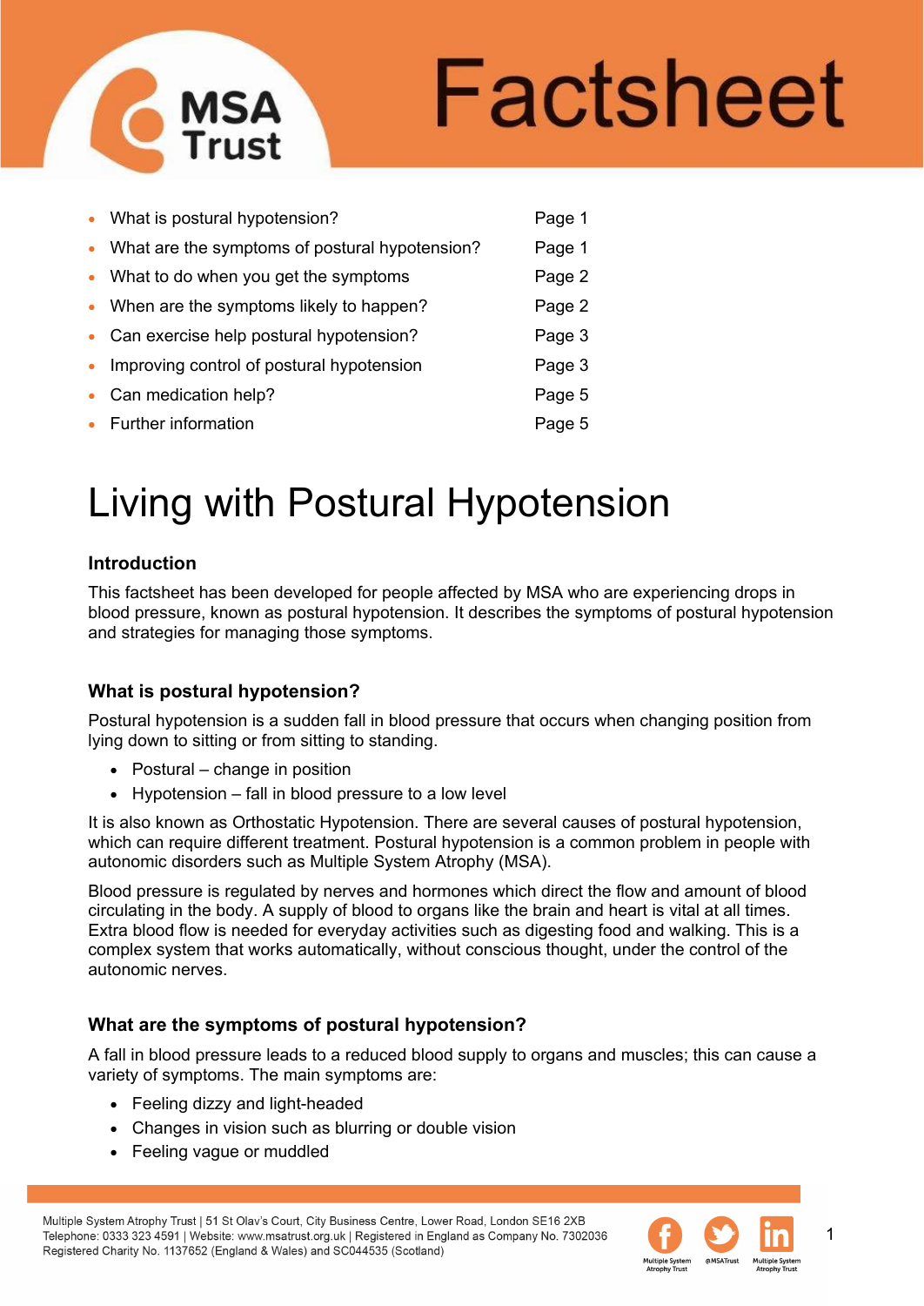# Factsheet

- What is postural hypotension? Page 1
- What are the symptoms of postural hypotension? Page 1
- What to do when you get the symptoms Page 2
- When are the symptoms likely to happen? Page 2
- Can exercise help postural hypotension? Page 3
- Improving control of postural hypotension Page 3
- Can medication help? Page 5
- Further information Page 5

# Living with Postural Hypotension

### Introduction

This factsheet has been developed for people affected by MSA who are experiencing drops in blood pressure, known as postural hypotension. It describes the symptoms of postural hypotension and strategies for managing those symptoms.

### What is postural hypotension?

Postural hypotension is a sudden fall in blood pressure that occurs when changing position from lying down to sitting or from sitting to standing.

- Postural – change in position
- Hypotension – fall in blood pressure to a low level

It is also known as Orthostatic Hypotension. There are several causes of postural hypotension, which can require different treatment. Postural hypotension is a common problem in people with autonomic disorders such as Multiple System Atrophy (MSA).

Blood pressure is regulated by nerves and hormones which direct the flow and amount of blood circulating in the body. A supply of blood to organs like the brain and heart is vital at all times. Extra blood flow is needed for everyday activities such as digesting food and walking. This is a complex system that works automatically, without conscious thought, under the control of the autonomic nerves.

### What are the symptoms of postural hypotension?

A fall in blood pressure leads to a reduced blood supply to organs and muscles; this can cause a variety of symptoms. The main symptoms are:

- Feeling dizzy and light-headed
- Changes in vision such as blurring or double vision
- Feeling vague or muddled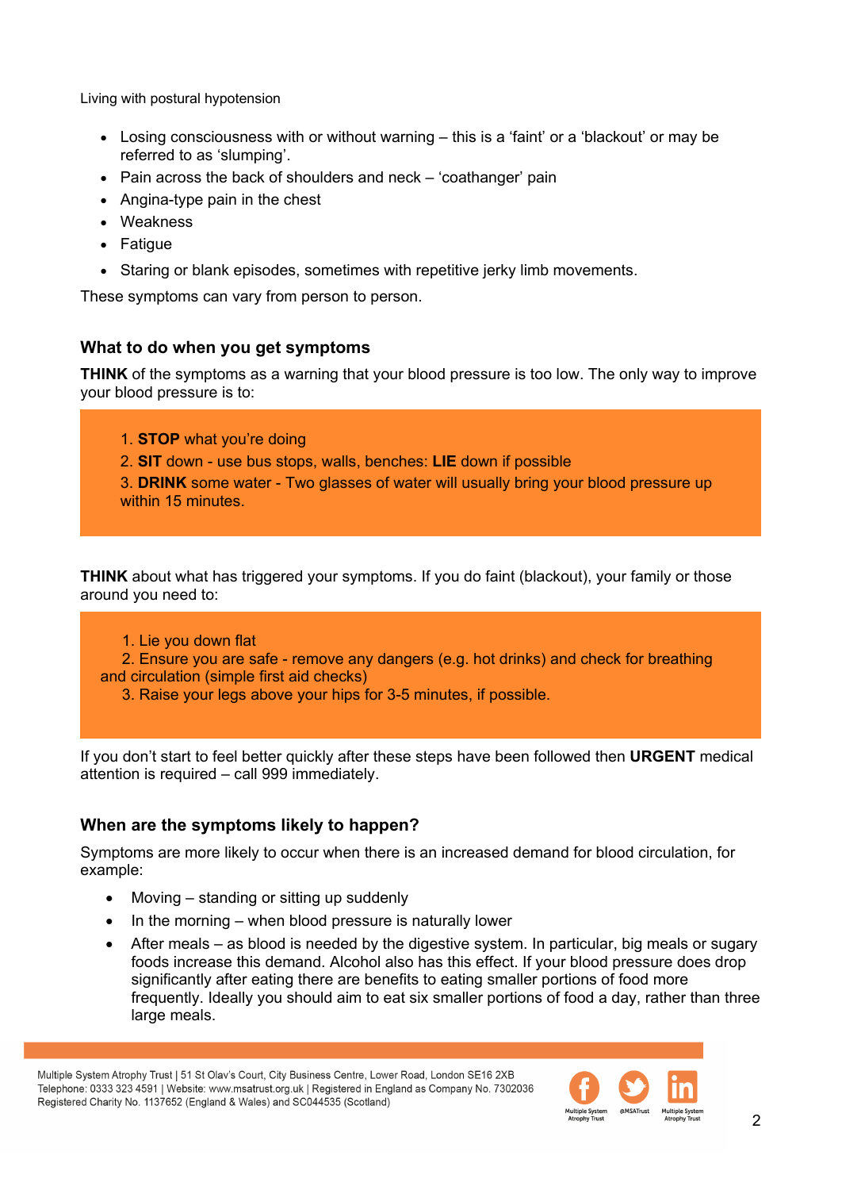- Losing consciousness with or without warning – this is a 'faint' or a 'blackout' or may be referred to as 'slumping'.
- Pain across the back of shoulders and neck – 'coathanger' pain
- Angina-type pain in the chest
- Weakness
- Fatigue
- Staring or blank episodes, sometimes with repetitive jerky limb movements.

These symptoms can vary from person to person.

## What to do when you get symptoms

**THINK** of the symptoms as a warning that your blood pressure is too low. The only way to improve your blood pressure is to:

1. **STOP** what you're doing
2. **SIT** down - use bus stops, walls, benches: **LIE** down if possible
3. **DRINK** some water - Two glasses of water will usually bring your blood pressure up within 15 minutes.

**THINK** about what has triggered your symptoms. If you do faint (blackout), your family or those around you need to:

1. Lie you down flat
2. Ensure you are safe - remove any dangers (e.g. hot drinks) and check for breathing and circulation (simple first aid checks)
3. Raise your legs above your hips for 3-5 minutes, if possible.

If you don't start to feel better quickly after these steps have been followed then **URGENT** medical attention is required – call 999 immediately.

## When are the symptoms likely to happen?

Symptoms are more likely to occur when there is an increased demand for blood circulation, for example:

- Moving – standing or sitting up suddenly
- In the morning – when blood pressure is naturally lower
- After meals – as blood is needed by the digestive system. In particular, big meals or sugary foods increase this demand. Alcohol also has this effect. If your blood pressure does drop significantly after eating there are benefits to eating smaller portions of food more frequently. Ideally you should aim to eat six smaller portions of food a day, rather than three large meals.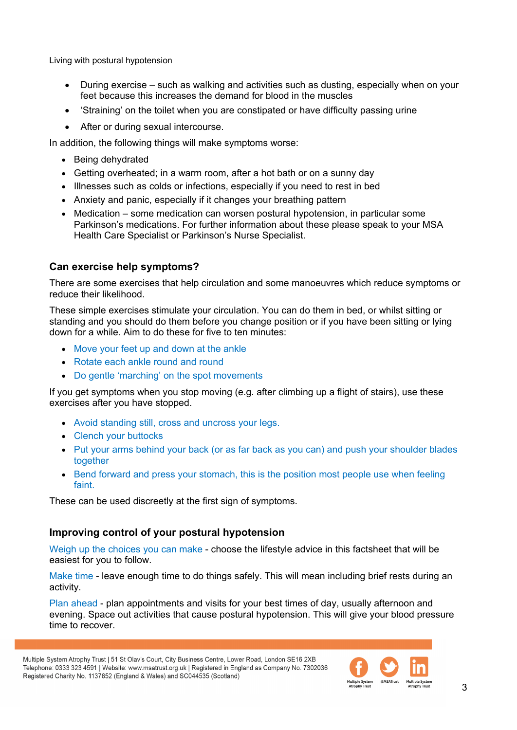- During exercise – such as walking and activities such as dusting, especially when on your feet because this increases the demand for blood in the muscles
- 'Straining' on the toilet when you are constipated or have difficulty passing urine
- After or during sexual intercourse.

In addition, the following things will make symptoms worse:

- Being dehydrated
- Getting overheated; in a warm room, after a hot bath or on a sunny day
- Illnesses such as colds or infections, especially if you need to rest in bed
- Anxiety and panic, especially if it changes your breathing pattern
- Medication – some medication can worsen postural hypotension, in particular some Parkinson's medications. For further information about these please speak to your MSA Health Care Specialist or Parkinson's Nurse Specialist.

## Can exercise help symptoms?

There are some exercises that help circulation and some manoeuvres which reduce symptoms or reduce their likelihood.

These simple exercises stimulate your circulation. You can do them in bed, or whilst sitting or standing and you should do them before you change position or if you have been sitting or lying down for a while. Aim to do these for five to ten minutes:

- Move your feet up and down at the ankle
- Rotate each ankle round and round
- Do gentle 'marching' on the spot movements

If you get symptoms when you stop moving (e.g. after climbing up a flight of stairs), use these exercises after you have stopped.

- Avoid standing still, cross and uncross your legs.
- Clench your buttocks
- Put your arms behind your back (or as far back as you can) and push your shoulder blades together
- Bend forward and press your stomach, this is the position most people use when feeling faint.

These can be used discreetly at the first sign of symptoms.

## Improving control of your postural hypotension

Weigh up the choices you can make - choose the lifestyle advice in this factsheet that will be easiest for you to follow.

Make time - leave enough time to do things safely. This will mean including brief rests during an activity.

Plan ahead - plan appointments and visits for your best times of day, usually afternoon and evening. Space out activities that cause postural hypotension. This will give your blood pressure time to recover.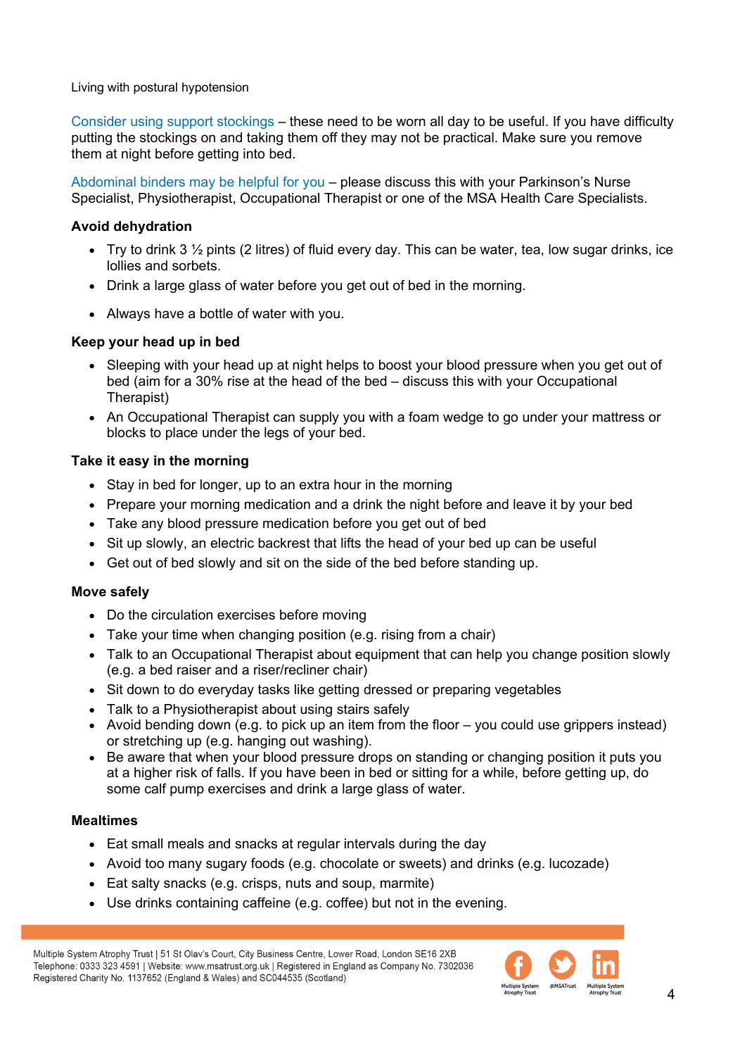Living with postural hypotension

Consider using support stockings – these need to be worn all day to be useful. If you have difficulty putting the stockings on and taking them off they may not be practical. Make sure you remove them at night before getting into bed.

Abdominal binders may be helpful for you – please discuss this with your Parkinson's Nurse Specialist, Physiotherapist, Occupational Therapist or one of the MSA Health Care Specialists.

**Avoid dehydration**

- Try to drink 3 ½ pints (2 litres) of fluid every day. This can be water, tea, low sugar drinks, ice lollies and sorbets.
- Drink a large glass of water before you get out of bed in the morning.
- Always have a bottle of water with you.

**Keep your head up in bed**

- Sleeping with your head up at night helps to boost your blood pressure when you get out of bed (aim for a 30% rise at the head of the bed – discuss this with your Occupational Therapist)
- An Occupational Therapist can supply you with a foam wedge to go under your mattress or blocks to place under the legs of your bed.

**Take it easy in the morning**

- Stay in bed for longer, up to an extra hour in the morning
- Prepare your morning medication and a drink the night before and leave it by your bed
- Take any blood pressure medication before you get out of bed
- Sit up slowly, an electric backrest that lifts the head of your bed up can be useful
- Get out of bed slowly and sit on the side of the bed before standing up.

**Move safely**

- Do the circulation exercises before moving
- Take your time when changing position (e.g. rising from a chair)
- Talk to an Occupational Therapist about equipment that can help you change position slowly (e.g. a bed raiser and a riser/recliner chair)
- Sit down to do everyday tasks like getting dressed or preparing vegetables
- Talk to a Physiotherapist about using stairs safely
- Avoid bending down (e.g. to pick up an item from the floor – you could use grippers instead) or stretching up (e.g. hanging out washing).
- Be aware that when your blood pressure drops on standing or changing position it puts you at a higher risk of falls. If you have been in bed or sitting for a while, before getting up, do some calf pump exercises and drink a large glass of water.

**Mealtimes**

- Eat small meals and snacks at regular intervals during the day
- Avoid too many sugary foods (e.g. chocolate or sweets) and drinks (e.g. lucozade)
- Eat salty snacks (e.g. crisps, nuts and soup, marmite)
- Use drinks containing caffeine (e.g. coffee) but not in the evening.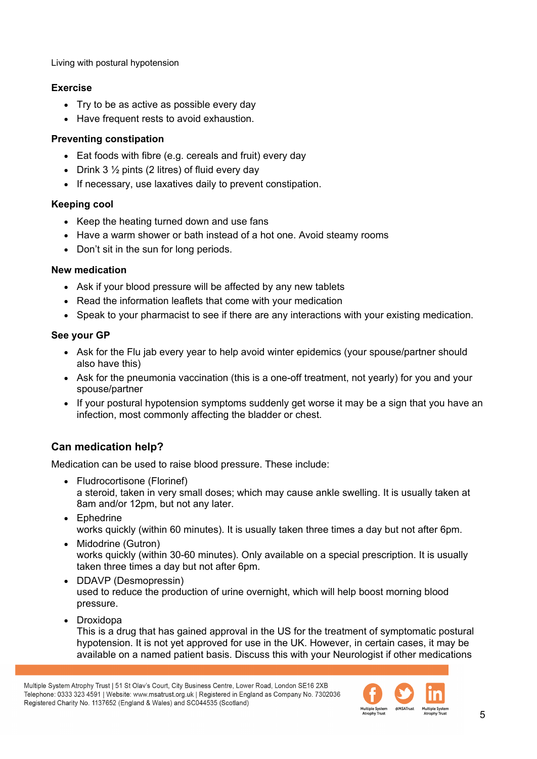Living with postural hypotension

**Exercise**

- Try to be as active as possible every day
- Have frequent rests to avoid exhaustion.

**Preventing constipation**

- Eat foods with fibre (e.g. cereals and fruit) every day
- Drink 3 ½ pints (2 litres) of fluid every day
- If necessary, use laxatives daily to prevent constipation.

**Keeping cool**

- Keep the heating turned down and use fans
- Have a warm shower or bath instead of a hot one. Avoid steamy rooms
- Don't sit in the sun for long periods.

**New medication**

- Ask if your blood pressure will be affected by any new tablets
- Read the information leaflets that come with your medication
- Speak to your pharmacist to see if there are any interactions with your existing medication.

**See your GP**

- Ask for the Flu jab every year to help avoid winter epidemics (your spouse/partner should also have this)
- Ask for the pneumonia vaccination (this is a one-off treatment, not yearly) for you and your spouse/partner
- If your postural hypotension symptoms suddenly get worse it may be a sign that you have an infection, most commonly affecting the bladder or chest.

## Can medication help?

Medication can be used to raise blood pressure. These include:

- Fludrocortisone (Florinef)
  a steroid, taken in very small doses; which may cause ankle swelling. It is usually taken at 8am and/or 12pm, but not any later.
- Ephedrine
  works quickly (within 60 minutes). It is usually taken three times a day but not after 6pm.
- Midodrine (Gutron)
  works quickly (within 30-60 minutes). Only available on a special prescription. It is usually taken three times a day but not after 6pm.
- DDAVP (Desmopressin)
  used to reduce the production of urine overnight, which will help boost morning blood pressure.
- Droxidopa
  This is a drug that has gained approval in the US for the treatment of symptomatic postural hypotension. It is not yet approved for use in the UK. However, in certain cases, it may be available on a named patient basis. Discuss this with your Neurologist if other medications

Multiple System Atrophy Trust | 51 St Olav's Court, City Business Centre, Lower Road, London SE16 2XB
Telephone: 0333 323 4591 | Website: www.msatrust.org.uk | Registered in England as Company No. 7302036
Registered Charity No. 1137652 (England & Wales) and SC044535 (Scotland)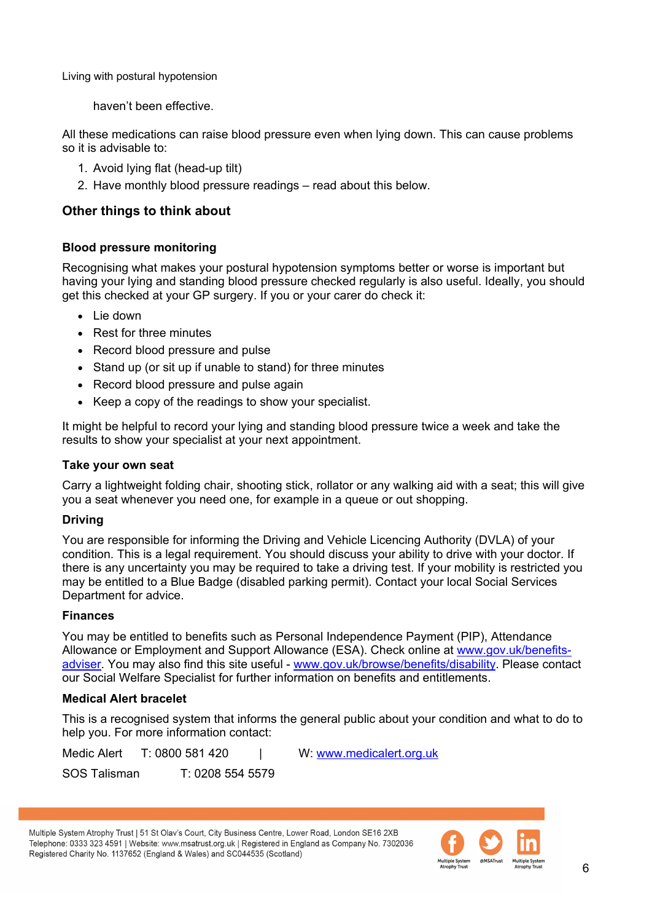haven't been effective.

All these medications can raise blood pressure even when lying down. This can cause problems so it is advisable to:

1. Avoid lying flat (head-up tilt)
2. Have monthly blood pressure readings – read about this below.

## Other things to think about

### Blood pressure monitoring

Recognising what makes your postural hypotension symptoms better or worse is important but having your lying and standing blood pressure checked regularly is also useful. Ideally, you should get this checked at your GP surgery. If you or your carer do check it:

- Lie down
- Rest for three minutes
- Record blood pressure and pulse
- Stand up (or sit up if unable to stand) for three minutes
- Record blood pressure and pulse again
- Keep a copy of the readings to show your specialist.

It might be helpful to record your lying and standing blood pressure twice a week and take the results to show your specialist at your next appointment.

### Take your own seat

Carry a lightweight folding chair, shooting stick, rollator or any walking aid with a seat; this will give you a seat whenever you need one, for example in a queue or out shopping.

### Driving

You are responsible for informing the Driving and Vehicle Licencing Authority (DVLA) of your condition. This is a legal requirement. You should discuss your ability to drive with your doctor. If there is any uncertainty you may be required to take a driving test. If your mobility is restricted you may be entitled to a Blue Badge (disabled parking permit). Contact your local Social Services Department for advice.

### Finances

You may be entitled to benefits such as Personal Independence Payment (PIP), Attendance Allowance or Employment and Support Allowance (ESA). Check online at www.gov.uk/benefits-adviser. You may also find this site useful - www.gov.uk/browse/benefits/disability. Please contact our Social Welfare Specialist for further information on benefits and entitlements.

### Medical Alert bracelet

This is a recognised system that informs the general public about your condition and what to do to help you. For more information contact:

Medic Alert T: 0800 581 420 | W: www.medicalert.org.uk

SOS Talisman T: 0208 554 5579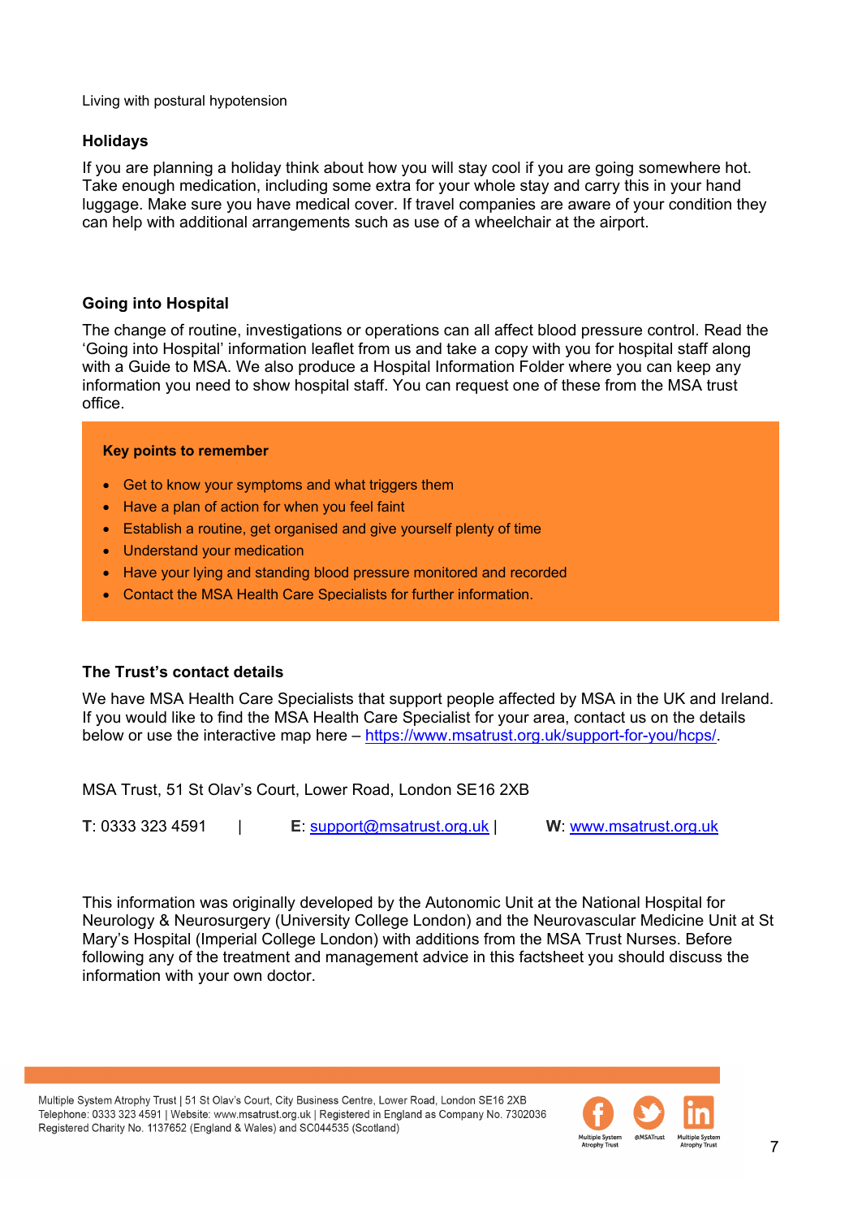## Holidays

If you are planning a holiday think about how you will stay cool if you are going somewhere hot. Take enough medication, including some extra for your whole stay and carry this in your hand luggage. Make sure you have medical cover. If travel companies are aware of your condition they can help with additional arrangements such as use of a wheelchair at the airport.

## Going into Hospital

The change of routine, investigations or operations can all affect blood pressure control. Read the 'Going into Hospital' information leaflet from us and take a copy with you for hospital staff along with a Guide to MSA. We also produce a Hospital Information Folder where you can keep any information you need to show hospital staff. You can request one of these from the MSA trust office.

**Key points to remember**

- Get to know your symptoms and what triggers them
- Have a plan of action for when you feel faint
- Establish a routine, get organised and give yourself plenty of time
- Understand your medication
- Have your lying and standing blood pressure monitored and recorded
- Contact the MSA Health Care Specialists for further information.

## The Trust's contact details

We have MSA Health Care Specialists that support people affected by MSA in the UK and Ireland. If you would like to find the MSA Health Care Specialist for your area, contact us on the details below or use the interactive map here – https://www.msatrust.org.uk/support-for-you/hcps/.

MSA Trust, 51 St Olav's Court, Lower Road, London SE16 2XB

**T**: 0333 323 4591 | **E**: support@msatrust.org.uk | **W**: www.msatrust.org.uk

This information was originally developed by the Autonomic Unit at the National Hospital for Neurology & Neurosurgery (University College London) and the Neurovascular Medicine Unit at St Mary's Hospital (Imperial College London) with additions from the MSA Trust Nurses. Before following any of the treatment and management advice in this factsheet you should discuss the information with your own doctor.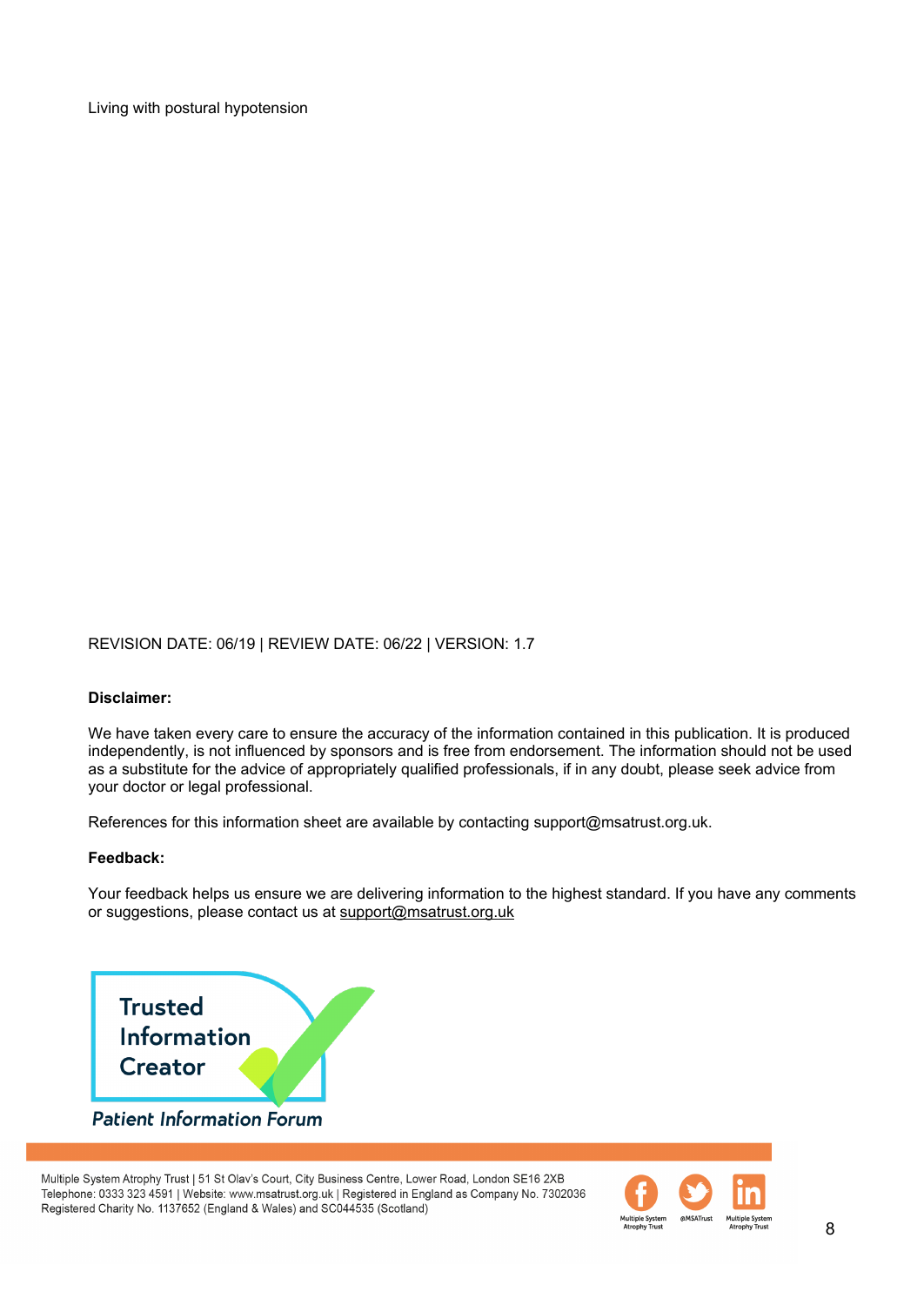REVISION DATE: 06/19 | REVIEW DATE: 06/22 | VERSION: 1.7

**Disclaimer:**

We have taken every care to ensure the accuracy of the information contained in this publication. It is produced independently, is not influenced by sponsors and is free from endorsement. The information should not be used as a substitute for the advice of appropriately qualified professionals, if in any doubt, please seek advice from your doctor or legal professional.

References for this information sheet are available by contacting support@msatrust.org.uk.

**Feedback:**

Your feedback helps us ensure we are delivering information to the highest standard. If you have any comments or suggestions, please contact us at support@msatrust.org.uk

Trusted Information Creator

*Patient Information Forum*

Multiple System Atrophy Trust | 51 St Olav's Court, City Business Centre, Lower Road, London SE16 2XB
Telephone: 0333 323 4591 | Website: www.msatrust.org.uk | Registered in England as Company No. 7302036
Registered Charity No. 1137652 (England & Wales) and SC044535 (Scotland)